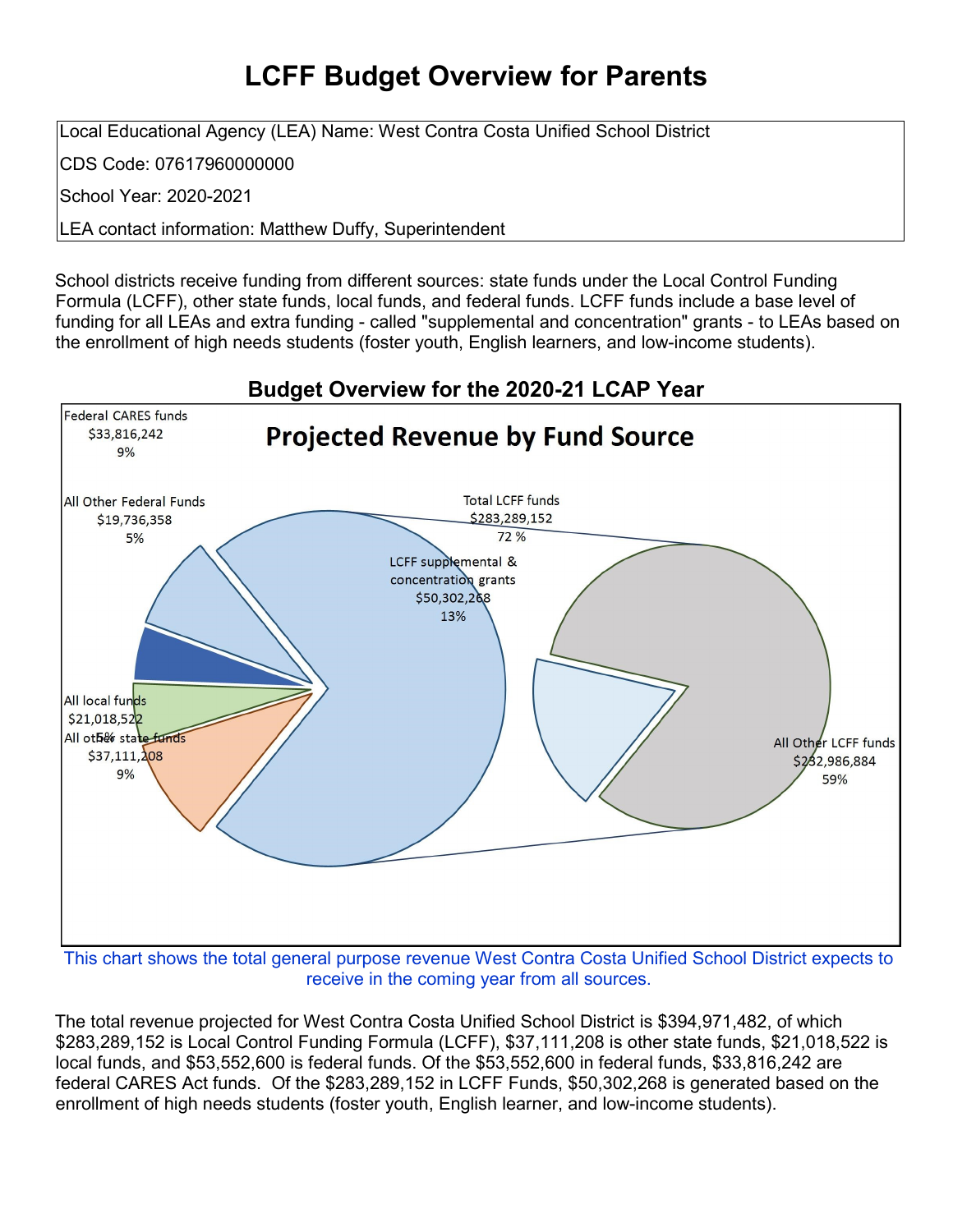# LCFF Budget Overview for Parents

| |
|---|
| Local Educational Agency (LEA) Name: West Contra Costa Unified School District |
| CDS Code: 07617960000000 |
| School Year: 2020-2021 |
| LEA contact information: Matthew Duffy, Superintendent |

School districts receive funding from different sources: state funds under the Local Control Funding Formula (LCFF), other state funds, local funds, and federal funds. LCFF funds include a base level of funding for all LEAs and extra funding - called "supplemental and concentration" grants - to LEAs based on the enrollment of high needs students (foster youth, English learners, and low-income students).

## Budget Overview for the 2020-21 LCAP Year

**Projected Revenue by Fund Source**

| Fund Source | Amount | Percent |
|---|---|---|
| Federal CARES funds | $33,816,242 | 9% |
| All Other Federal Funds | $19,736,358 | 5% |
| All local funds | $21,018,522 | 5% |
| All other state funds | $37,111,208 | 9% |
| Total LCFF funds | $283,289,152 | 72 % |
| LCFF supplemental & concentration grants | $50,302,268 | 13% |
| All Other LCFF funds | $232,986,884 | 59% |

This chart shows the total general purpose revenue West Contra Costa Unified School District expects to receive in the coming year from all sources.

The total revenue projected for West Contra Costa Unified School District is $394,971,482, of which $283,289,152 is Local Control Funding Formula (LCFF), $37,111,208 is other state funds, $21,018,522 is local funds, and $53,552,600 is federal funds. Of the $53,552,600 in federal funds, $33,816,242 are federal CARES Act funds. Of the $283,289,152 in LCFF Funds, $50,302,268 is generated based on the enrollment of high needs students (foster youth, English learner, and low-income students).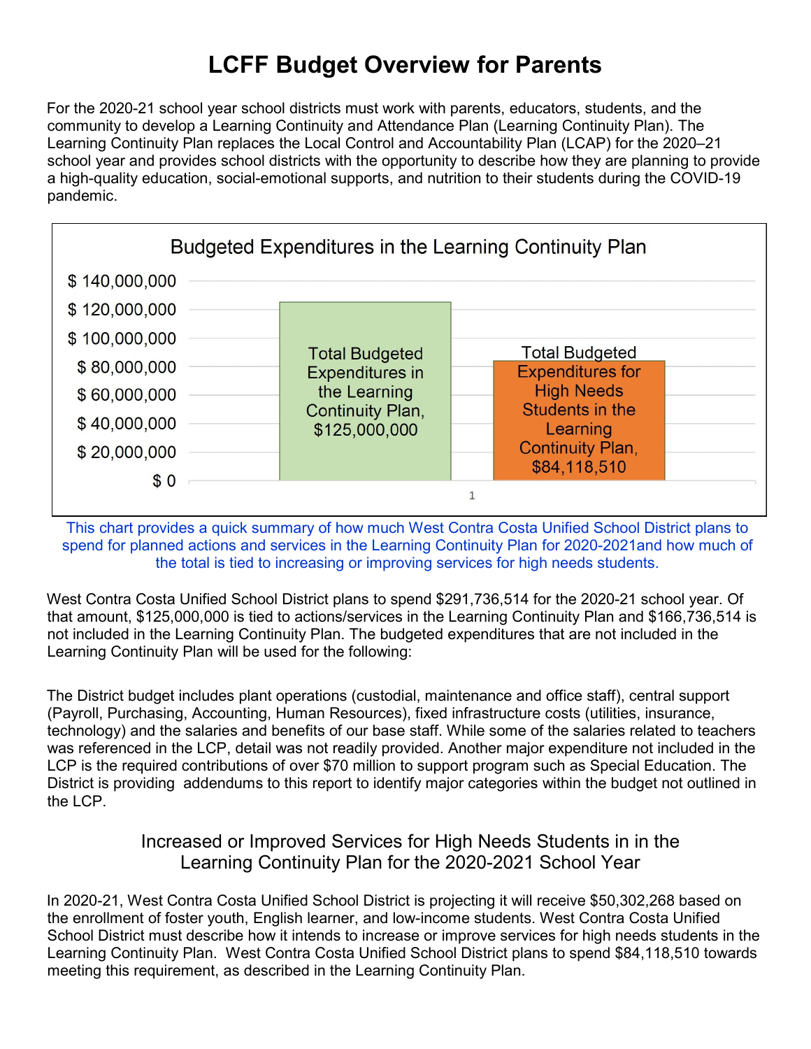# LCFF Budget Overview for Parents

For the 2020-21 school year school districts must work with parents, educators, students, and the community to develop a Learning Continuity and Attendance Plan (Learning Continuity Plan). The Learning Continuity Plan replaces the Local Control and Accountability Plan (LCAP) for the 2020–21 school year and provides school districts with the opportunity to describe how they are planning to provide a high-quality education, social-emotional supports, and nutrition to their students during the COVID-19 pandemic.

**Budgeted Expenditures in the Learning Continuity Plan**

| Category | Amount |
|---|---|
| Total Budgeted Expenditures in the Learning Continuity Plan | $125,000,000 |
| Total Budgeted Expenditures for High Needs Students in the Learning Continuity Plan | $84,118,510 |

This chart provides a quick summary of how much West Contra Costa Unified School District plans to spend for planned actions and services in the Learning Continuity Plan for 2020-2021and how much of the total is tied to increasing or improving services for high needs students.

West Contra Costa Unified School District plans to spend $291,736,514 for the 2020-21 school year. Of that amount, $125,000,000 is tied to actions/services in the Learning Continuity Plan and $166,736,514 is not included in the Learning Continuity Plan. The budgeted expenditures that are not included in the Learning Continuity Plan will be used for the following:

The District budget includes plant operations (custodial, maintenance and office staff), central support (Payroll, Purchasing, Accounting, Human Resources), fixed infrastructure costs (utilities, insurance, technology) and the salaries and benefits of our base staff. While some of the salaries related to teachers was referenced in the LCP, detail was not readily provided. Another major expenditure not included in the LCP is the required contributions of over $70 million to support program such as Special Education. The District is providing addendums to this report to identify major categories within the budget not outlined in the LCP.

## Increased or Improved Services for High Needs Students in in the Learning Continuity Plan for the 2020-2021 School Year

In 2020-21, West Contra Costa Unified School District is projecting it will receive $50,302,268 based on the enrollment of foster youth, English learner, and low-income students. West Contra Costa Unified School District must describe how it intends to increase or improve services for high needs students in the Learning Continuity Plan. West Contra Costa Unified School District plans to spend $84,118,510 towards meeting this requirement, as described in the Learning Continuity Plan.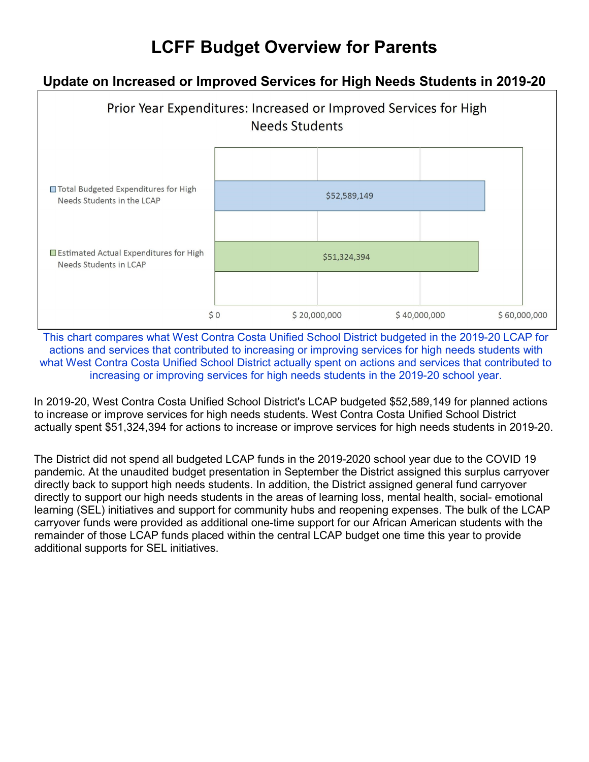# LCFF Budget Overview for Parents

## Update on Increased or Improved Services for High Needs Students in 2019-20

Prior Year Expenditures: Increased or Improved Services for High Needs Students

Total Budgeted Expenditures for High Needs Students in the LCAP

$52,589,149

Estimated Actual Expenditures for High Needs Students in LCAP

$51,324,394

$ 0
$ 20,000,000
$ 40,000,000
$ 60,000,000

This chart compares what West Contra Costa Unified School District budgeted in the 2019-20 LCAP for actions and services that contributed to increasing or improving services for high needs students with what West Contra Costa Unified School District actually spent on actions and services that contributed to increasing or improving services for high needs students in the 2019-20 school year.

In 2019-20, West Contra Costa Unified School District's LCAP budgeted $52,589,149 for planned actions to increase or improve services for high needs students. West Contra Costa Unified School District actually spent $51,324,394 for actions to increase or improve services for high needs students in 2019-20.

The District did not spend all budgeted LCAP funds in the 2019-2020 school year due to the COVID 19 pandemic. At the unaudited budget presentation in September the District assigned this surplus carryover directly back to support high needs students. In addition, the District assigned general fund carryover directly to support our high needs students in the areas of learning loss, mental health, social- emotional learning (SEL) initiatives and support for community hubs and reopening expenses. The bulk of the LCAP carryover funds were provided as additional one-time support for our African American students with the remainder of those LCAP funds placed within the central LCAP budget one time this year to provide additional supports for SEL initiatives.